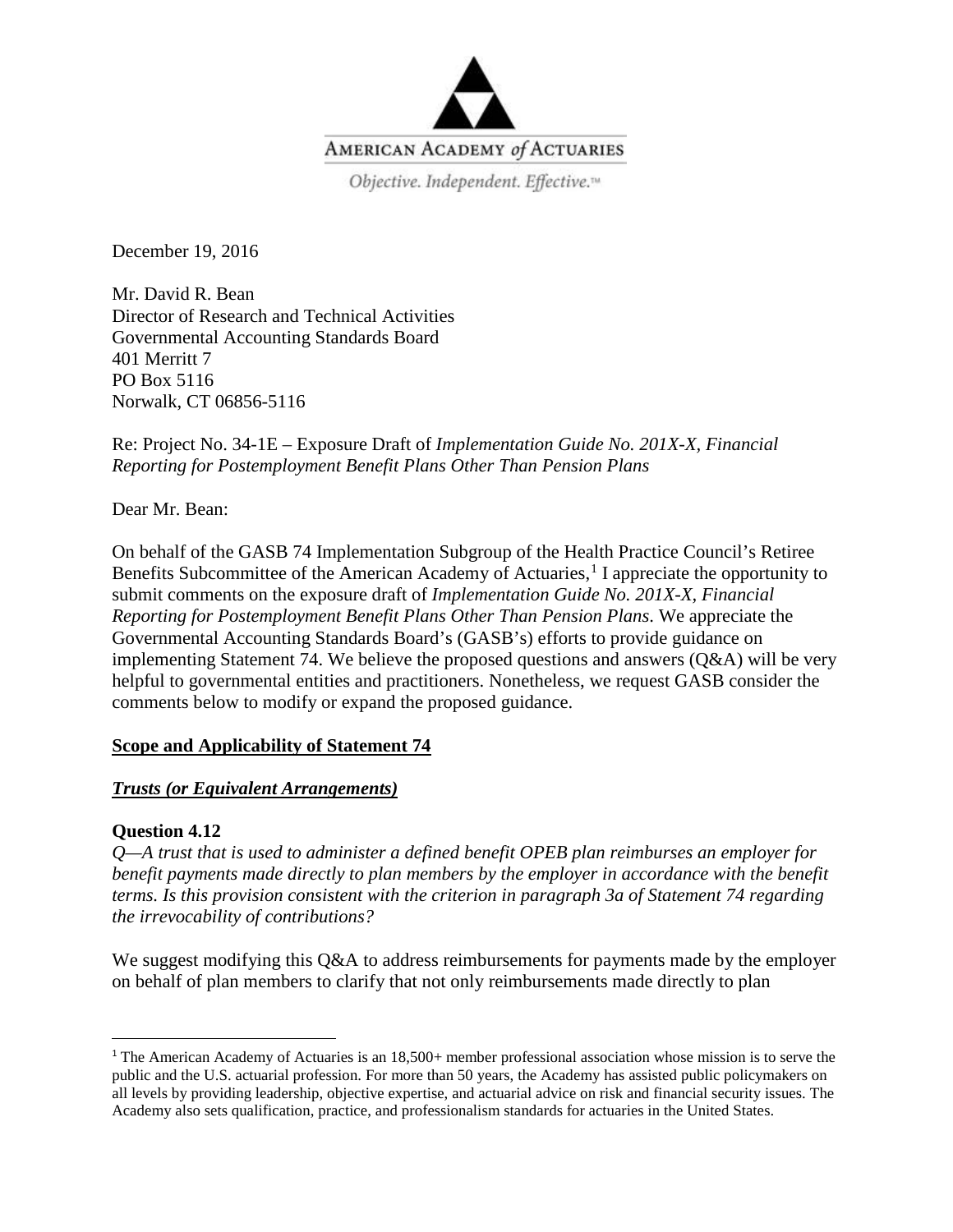AMERICAN ACADEMY *of* ACTUARIES

*Objective. Independent. Effective.™*

December 19, 2016

Mr. David R. Bean
Director of Research and Technical Activities
Governmental Accounting Standards Board
401 Merritt 7
PO Box 5116
Norwalk, CT 06856-5116

Re: Project No. 34-1E – Exposure Draft of *Implementation Guide No. 201X-X, Financial Reporting for Postemployment Benefit Plans Other Than Pension Plans*

Dear Mr. Bean:

On behalf of the GASB 74 Implementation Subgroup of the Health Practice Council's Retiree Benefits Subcommittee of the American Academy of Actuaries,[1] I appreciate the opportunity to submit comments on the exposure draft of *Implementation Guide No. 201X-X, Financial Reporting for Postemployment Benefit Plans Other Than Pension Plans*. We appreciate the Governmental Accounting Standards Board's (GASB's) efforts to provide guidance on implementing Statement 74. We believe the proposed questions and answers (Q&A) will be very helpful to governmental entities and practitioners. Nonetheless, we request GASB consider the comments below to modify or expand the proposed guidance.

**<u>Scope and Applicability of Statement 74</u>**

***<u>Trusts (or Equivalent Arrangements)</u>***

**Question 4.12**

*Q—A trust that is used to administer a defined benefit OPEB plan reimburses an employer for benefit payments made directly to plan members by the employer in accordance with the benefit terms. Is this provision consistent with the criterion in paragraph 3a of Statement 74 regarding the irrevocability of contributions?*

We suggest modifying this Q&A to address reimbursements for payments made by the employer on behalf of plan members to clarify that not only reimbursements made directly to plan

[1] The American Academy of Actuaries is an 18,500+ member professional association whose mission is to serve the public and the U.S. actuarial profession. For more than 50 years, the Academy has assisted public policymakers on all levels by providing leadership, objective expertise, and actuarial advice on risk and financial security issues. The Academy also sets qualification, practice, and professionalism standards for actuaries in the United States.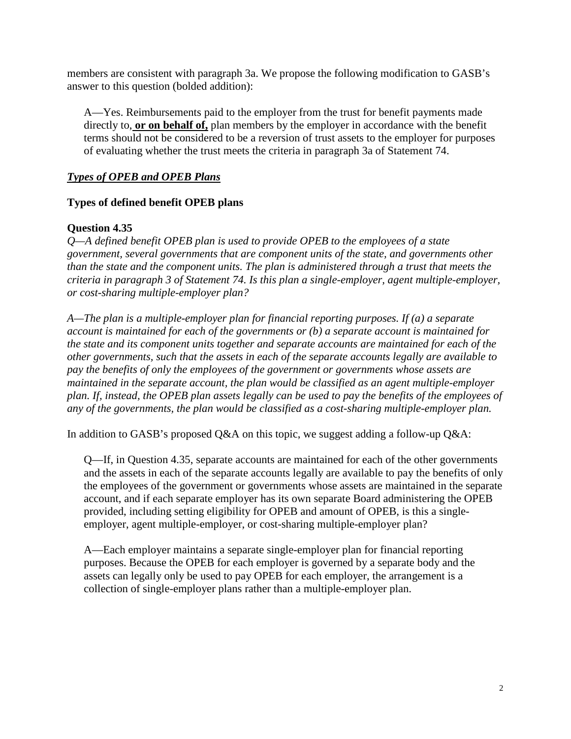members are consistent with paragraph 3a. We propose the following modification to GASB's answer to this question (bolded addition):

> A—Yes. Reimbursements paid to the employer from the trust for benefit payments made directly to, **or on behalf of,** plan members by the employer in accordance with the benefit terms should not be considered to be a reversion of trust assets to the employer for purposes of evaluating whether the trust meets the criteria in paragraph 3a of Statement 74.

***Types of OPEB and OPEB Plans***

**Types of defined benefit OPEB plans**

**Question 4.35**

*Q—A defined benefit OPEB plan is used to provide OPEB to the employees of a state government, several governments that are component units of the state, and governments other than the state and the component units. The plan is administered through a trust that meets the criteria in paragraph 3 of Statement 74. Is this plan a single-employer, agent multiple-employer, or cost-sharing multiple-employer plan?*

*A—The plan is a multiple-employer plan for financial reporting purposes. If (a) a separate account is maintained for each of the governments or (b) a separate account is maintained for the state and its component units together and separate accounts are maintained for each of the other governments, such that the assets in each of the separate accounts legally are available to pay the benefits of only the employees of the government or governments whose assets are maintained in the separate account, the plan would be classified as an agent multiple-employer plan. If, instead, the OPEB plan assets legally can be used to pay the benefits of the employees of any of the governments, the plan would be classified as a cost-sharing multiple-employer plan.*

In addition to GASB's proposed Q&A on this topic, we suggest adding a follow-up Q&A:

> Q—If, in Question 4.35, separate accounts are maintained for each of the other governments and the assets in each of the separate accounts legally are available to pay the benefits of only the employees of the government or governments whose assets are maintained in the separate account, and if each separate employer has its own separate Board administering the OPEB provided, including setting eligibility for OPEB and amount of OPEB, is this a single-employer, agent multiple-employer, or cost-sharing multiple-employer plan?
>
> A—Each employer maintains a separate single-employer plan for financial reporting purposes. Because the OPEB for each employer is governed by a separate body and the assets can legally only be used to pay OPEB for each employer, the arrangement is a collection of single-employer plans rather than a multiple-employer plan.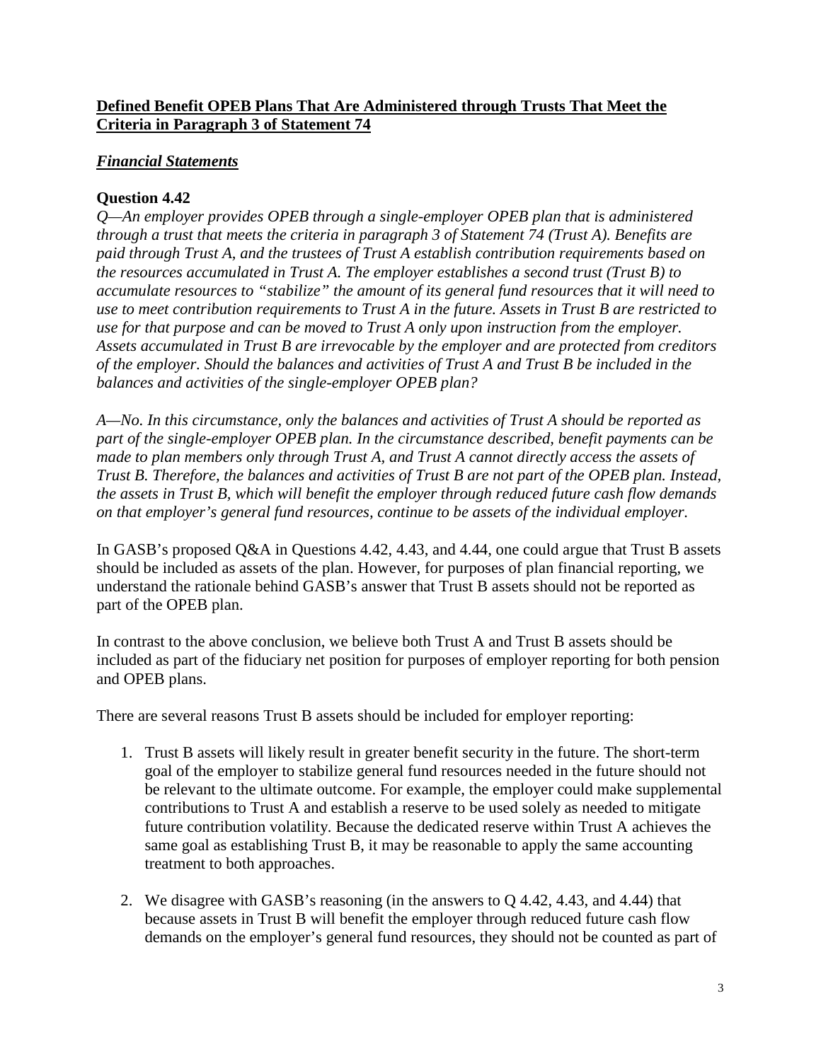## **Defined Benefit OPEB Plans That Are Administered through Trusts That Meet the Criteria in Paragraph 3 of Statement 74**

### ***Financial Statements***

**Question 4.42**

*Q—An employer provides OPEB through a single-employer OPEB plan that is administered through a trust that meets the criteria in paragraph 3 of Statement 74 (Trust A). Benefits are paid through Trust A, and the trustees of Trust A establish contribution requirements based on the resources accumulated in Trust A. The employer establishes a second trust (Trust B) to accumulate resources to "stabilize" the amount of its general fund resources that it will need to use to meet contribution requirements to Trust A in the future. Assets in Trust B are restricted to use for that purpose and can be moved to Trust A only upon instruction from the employer. Assets accumulated in Trust B are irrevocable by the employer and are protected from creditors of the employer. Should the balances and activities of Trust A and Trust B be included in the balances and activities of the single-employer OPEB plan?*

*A—No. In this circumstance, only the balances and activities of Trust A should be reported as part of the single-employer OPEB plan. In the circumstance described, benefit payments can be made to plan members only through Trust A, and Trust A cannot directly access the assets of Trust B. Therefore, the balances and activities of Trust B are not part of the OPEB plan. Instead, the assets in Trust B, which will benefit the employer through reduced future cash flow demands on that employer's general fund resources, continue to be assets of the individual employer.*

In GASB's proposed Q&A in Questions 4.42, 4.43, and 4.44, one could argue that Trust B assets should be included as assets of the plan. However, for purposes of plan financial reporting, we understand the rationale behind GASB's answer that Trust B assets should not be reported as part of the OPEB plan.

In contrast to the above conclusion, we believe both Trust A and Trust B assets should be included as part of the fiduciary net position for purposes of employer reporting for both pension and OPEB plans.

There are several reasons Trust B assets should be included for employer reporting:

1. Trust B assets will likely result in greater benefit security in the future. The short-term goal of the employer to stabilize general fund resources needed in the future should not be relevant to the ultimate outcome. For example, the employer could make supplemental contributions to Trust A and establish a reserve to be used solely as needed to mitigate future contribution volatility. Because the dedicated reserve within Trust A achieves the same goal as establishing Trust B, it may be reasonable to apply the same accounting treatment to both approaches.

2. We disagree with GASB's reasoning (in the answers to Q 4.42, 4.43, and 4.44) that because assets in Trust B will benefit the employer through reduced future cash flow demands on the employer's general fund resources, they should not be counted as part of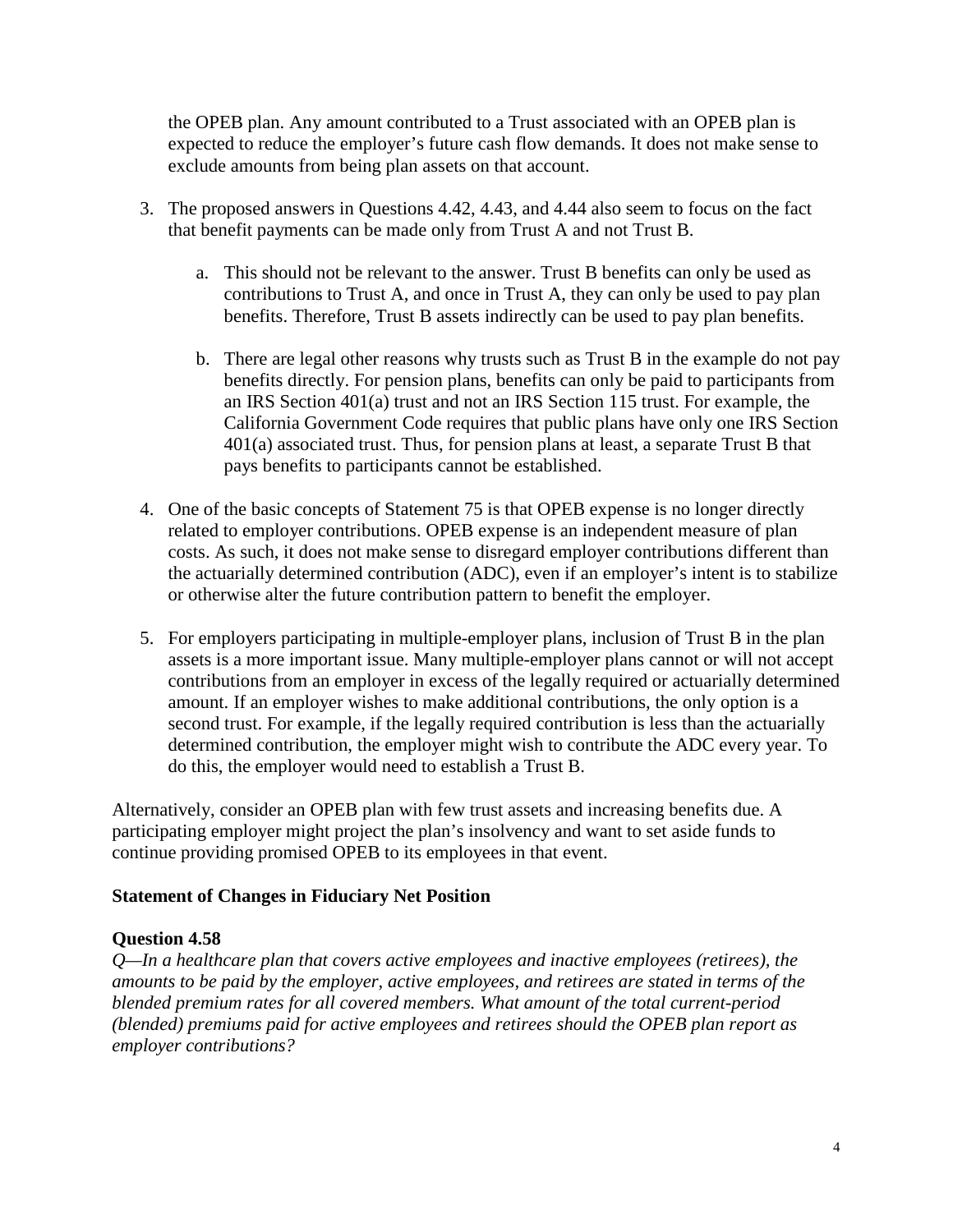the OPEB plan. Any amount contributed to a Trust associated with an OPEB plan is expected to reduce the employer's future cash flow demands. It does not make sense to exclude amounts from being plan assets on that account.

3. The proposed answers in Questions 4.42, 4.43, and 4.44 also seem to focus on the fact that benefit payments can be made only from Trust A and not Trust B.

    a. This should not be relevant to the answer. Trust B benefits can only be used as contributions to Trust A, and once in Trust A, they can only be used to pay plan benefits. Therefore, Trust B assets indirectly can be used to pay plan benefits.

    b. There are legal other reasons why trusts such as Trust B in the example do not pay benefits directly. For pension plans, benefits can only be paid to participants from an IRS Section 401(a) trust and not an IRS Section 115 trust. For example, the California Government Code requires that public plans have only one IRS Section 401(a) associated trust. Thus, for pension plans at least, a separate Trust B that pays benefits to participants cannot be established.

4. One of the basic concepts of Statement 75 is that OPEB expense is no longer directly related to employer contributions. OPEB expense is an independent measure of plan costs. As such, it does not make sense to disregard employer contributions different than the actuarially determined contribution (ADC), even if an employer's intent is to stabilize or otherwise alter the future contribution pattern to benefit the employer.

5. For employers participating in multiple-employer plans, inclusion of Trust B in the plan assets is a more important issue. Many multiple-employer plans cannot or will not accept contributions from an employer in excess of the legally required or actuarially determined amount. If an employer wishes to make additional contributions, the only option is a second trust. For example, if the legally required contribution is less than the actuarially determined contribution, the employer might wish to contribute the ADC every year. To do this, the employer would need to establish a Trust B.

Alternatively, consider an OPEB plan with few trust assets and increasing benefits due. A participating employer might project the plan's insolvency and want to set aside funds to continue providing promised OPEB to its employees in that event.

**Statement of Changes in Fiduciary Net Position**

**Question 4.58**

*Q—In a healthcare plan that covers active employees and inactive employees (retirees), the amounts to be paid by the employer, active employees, and retirees are stated in terms of the blended premium rates for all covered members. What amount of the total current-period (blended) premiums paid for active employees and retirees should the OPEB plan report as employer contributions?*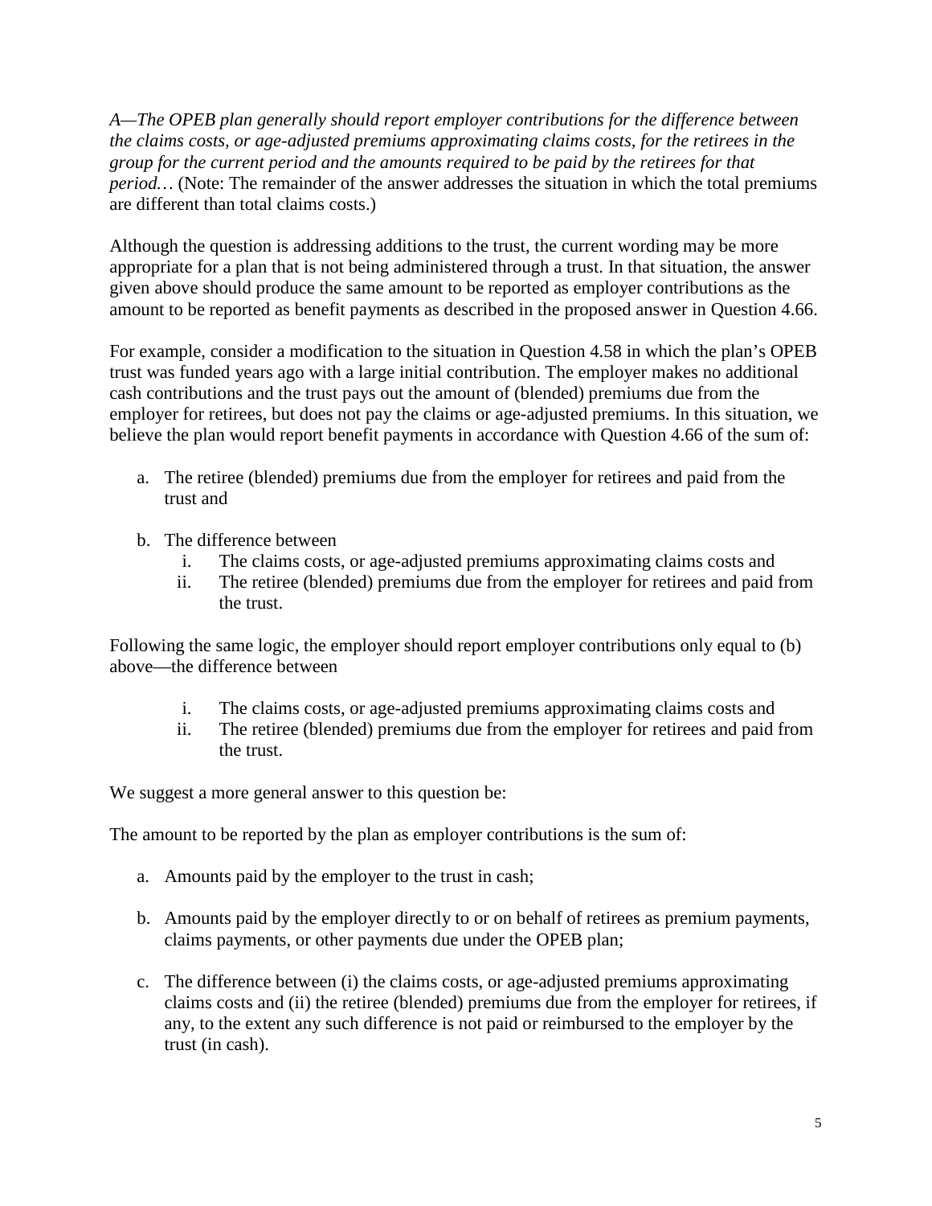*A—The OPEB plan generally should report employer contributions for the difference between the claims costs, or age-adjusted premiums approximating claims costs, for the retirees in the group for the current period and the amounts required to be paid by the retirees for that period…* (Note: The remainder of the answer addresses the situation in which the total premiums are different than total claims costs.)

Although the question is addressing additions to the trust, the current wording may be more appropriate for a plan that is not being administered through a trust. In that situation, the answer given above should produce the same amount to be reported as employer contributions as the amount to be reported as benefit payments as described in the proposed answer in Question 4.66.

For example, consider a modification to the situation in Question 4.58 in which the plan's OPEB trust was funded years ago with a large initial contribution. The employer makes no additional cash contributions and the trust pays out the amount of (blended) premiums due from the employer for retirees, but does not pay the claims or age-adjusted premiums. In this situation, we believe the plan would report benefit payments in accordance with Question 4.66 of the sum of:

a. The retiree (blended) premiums due from the employer for retirees and paid from the trust and

b. The difference between
   i. The claims costs, or age-adjusted premiums approximating claims costs and
   ii. The retiree (blended) premiums due from the employer for retirees and paid from the trust.

Following the same logic, the employer should report employer contributions only equal to (b) above—the difference between

   i. The claims costs, or age-adjusted premiums approximating claims costs and
   ii. The retiree (blended) premiums due from the employer for retirees and paid from the trust.

We suggest a more general answer to this question be:

The amount to be reported by the plan as employer contributions is the sum of:

a. Amounts paid by the employer to the trust in cash;

b. Amounts paid by the employer directly to or on behalf of retirees as premium payments, claims payments, or other payments due under the OPEB plan;

c. The difference between (i) the claims costs, or age-adjusted premiums approximating claims costs and (ii) the retiree (blended) premiums due from the employer for retirees, if any, to the extent any such difference is not paid or reimbursed to the employer by the trust (in cash).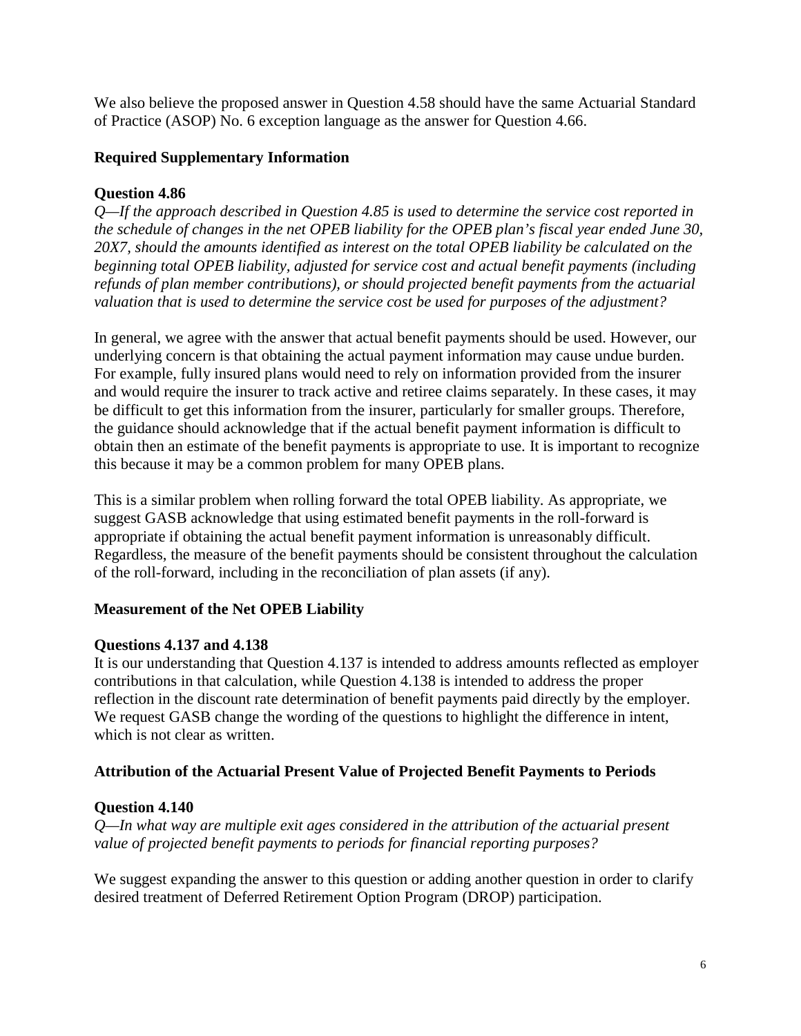We also believe the proposed answer in Question 4.58 should have the same Actuarial Standard of Practice (ASOP) No. 6 exception language as the answer for Question 4.66.

### Required Supplementary Information

#### Question 4.86

*Q—If the approach described in Question 4.85 is used to determine the service cost reported in the schedule of changes in the net OPEB liability for the OPEB plan's fiscal year ended June 30, 20X7, should the amounts identified as interest on the total OPEB liability be calculated on the beginning total OPEB liability, adjusted for service cost and actual benefit payments (including refunds of plan member contributions), or should projected benefit payments from the actuarial valuation that is used to determine the service cost be used for purposes of the adjustment?*

In general, we agree with the answer that actual benefit payments should be used. However, our underlying concern is that obtaining the actual payment information may cause undue burden. For example, fully insured plans would need to rely on information provided from the insurer and would require the insurer to track active and retiree claims separately. In these cases, it may be difficult to get this information from the insurer, particularly for smaller groups. Therefore, the guidance should acknowledge that if the actual benefit payment information is difficult to obtain then an estimate of the benefit payments is appropriate to use. It is important to recognize this because it may be a common problem for many OPEB plans.

This is a similar problem when rolling forward the total OPEB liability. As appropriate, we suggest GASB acknowledge that using estimated benefit payments in the roll-forward is appropriate if obtaining the actual benefit payment information is unreasonably difficult. Regardless, the measure of the benefit payments should be consistent throughout the calculation of the roll-forward, including in the reconciliation of plan assets (if any).

### Measurement of the Net OPEB Liability

#### Questions 4.137 and 4.138

It is our understanding that Question 4.137 is intended to address amounts reflected as employer contributions in that calculation, while Question 4.138 is intended to address the proper reflection in the discount rate determination of benefit payments paid directly by the employer. We request GASB change the wording of the questions to highlight the difference in intent, which is not clear as written.

### Attribution of the Actuarial Present Value of Projected Benefit Payments to Periods

#### Question 4.140

*Q—In what way are multiple exit ages considered in the attribution of the actuarial present value of projected benefit payments to periods for financial reporting purposes?*

We suggest expanding the answer to this question or adding another question in order to clarify desired treatment of Deferred Retirement Option Program (DROP) participation.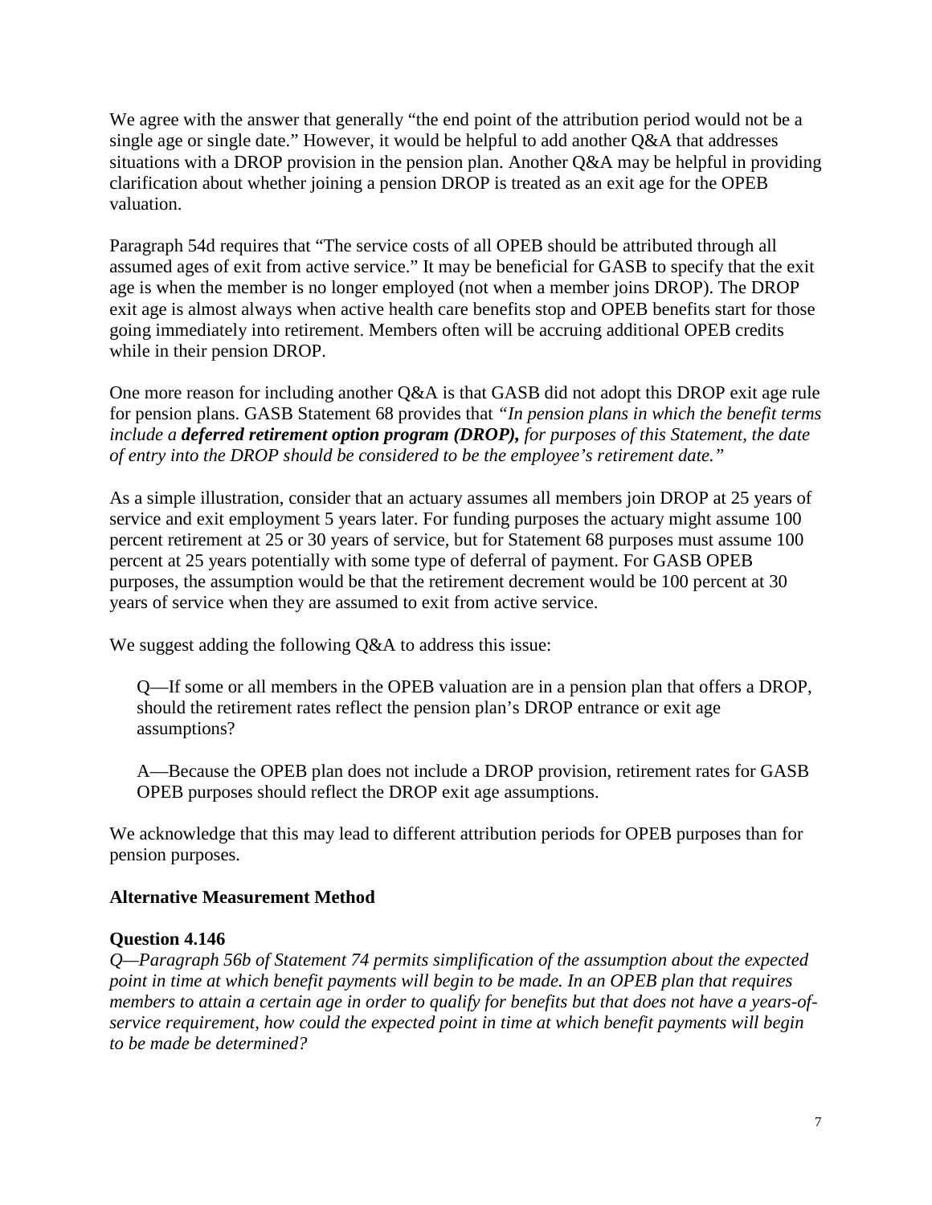We agree with the answer that generally "the end point of the attribution period would not be a single age or single date." However, it would be helpful to add another Q&A that addresses situations with a DROP provision in the pension plan. Another Q&A may be helpful in providing clarification about whether joining a pension DROP is treated as an exit age for the OPEB valuation.

Paragraph 54d requires that "The service costs of all OPEB should be attributed through all assumed ages of exit from active service." It may be beneficial for GASB to specify that the exit age is when the member is no longer employed (not when a member joins DROP). The DROP exit age is almost always when active health care benefits stop and OPEB benefits start for those going immediately into retirement. Members often will be accruing additional OPEB credits while in their pension DROP.

One more reason for including another Q&A is that GASB did not adopt this DROP exit age rule for pension plans. GASB Statement 68 provides that *"In pension plans in which the benefit terms include a **deferred retirement option program (DROP),** for purposes of this Statement, the date of entry into the DROP should be considered to be the employee's retirement date."*

As a simple illustration, consider that an actuary assumes all members join DROP at 25 years of service and exit employment 5 years later. For funding purposes the actuary might assume 100 percent retirement at 25 or 30 years of service, but for Statement 68 purposes must assume 100 percent at 25 years potentially with some type of deferral of payment. For GASB OPEB purposes, the assumption would be that the retirement decrement would be 100 percent at 30 years of service when they are assumed to exit from active service.

We suggest adding the following Q&A to address this issue:

> Q—If some or all members in the OPEB valuation are in a pension plan that offers a DROP, should the retirement rates reflect the pension plan's DROP entrance or exit age assumptions?
>
> A—Because the OPEB plan does not include a DROP provision, retirement rates for GASB OPEB purposes should reflect the DROP exit age assumptions.

We acknowledge that this may lead to different attribution periods for OPEB purposes than for pension purposes.

**Alternative Measurement Method**

**Question 4.146**

*Q—Paragraph 56b of Statement 74 permits simplification of the assumption about the expected point in time at which benefit payments will begin to be made. In an OPEB plan that requires members to attain a certain age in order to qualify for benefits but that does not have a years-of-service requirement, how could the expected point in time at which benefit payments will begin to be made be determined?*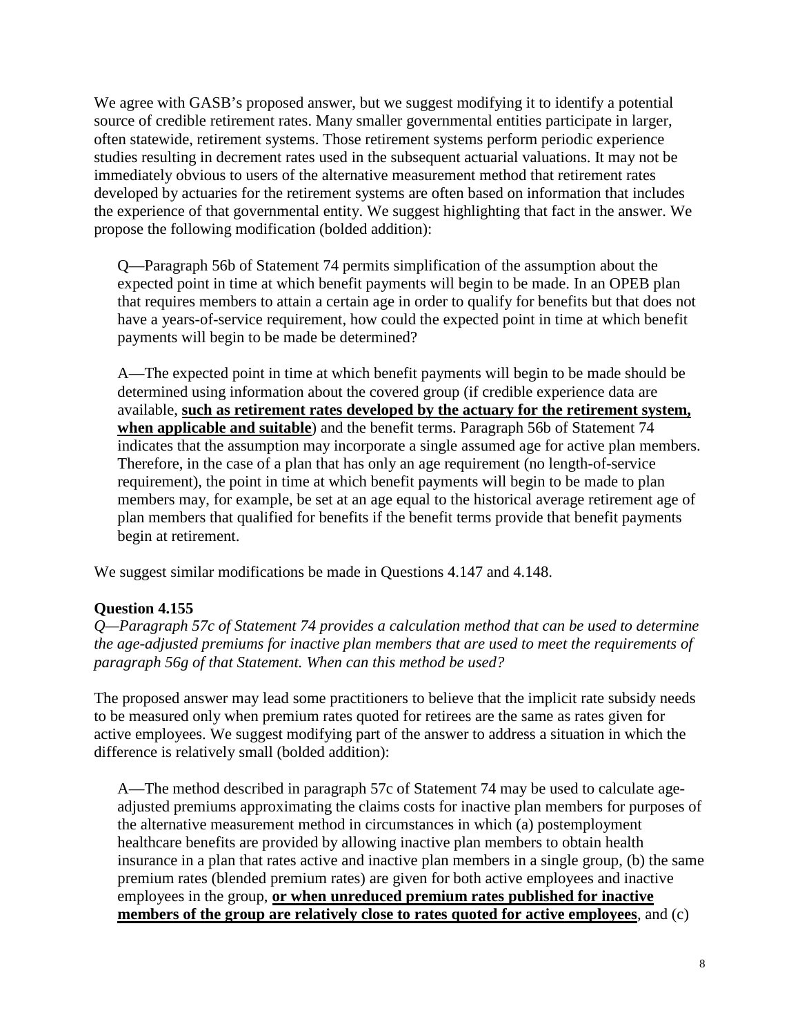We agree with GASB's proposed answer, but we suggest modifying it to identify a potential source of credible retirement rates. Many smaller governmental entities participate in larger, often statewide, retirement systems. Those retirement systems perform periodic experience studies resulting in decrement rates used in the subsequent actuarial valuations. It may not be immediately obvious to users of the alternative measurement method that retirement rates developed by actuaries for the retirement systems are often based on information that includes the experience of that governmental entity. We suggest highlighting that fact in the answer. We propose the following modification (bolded addition):

> Q—Paragraph 56b of Statement 74 permits simplification of the assumption about the expected point in time at which benefit payments will begin to be made. In an OPEB plan that requires members to attain a certain age in order to qualify for benefits but that does not have a years-of-service requirement, how could the expected point in time at which benefit payments will begin to be made be determined?
>
> A—The expected point in time at which benefit payments will begin to be made should be determined using information about the covered group (if credible experience data are available, **such as retirement rates developed by the actuary for the retirement system, when applicable and suitable**) and the benefit terms. Paragraph 56b of Statement 74 indicates that the assumption may incorporate a single assumed age for active plan members. Therefore, in the case of a plan that has only an age requirement (no length-of-service requirement), the point in time at which benefit payments will begin to be made to plan members may, for example, be set at an age equal to the historical average retirement age of plan members that qualified for benefits if the benefit terms provide that benefit payments begin at retirement.

We suggest similar modifications be made in Questions 4.147 and 4.148.

**Question 4.155**

*Q—Paragraph 57c of Statement 74 provides a calculation method that can be used to determine the age-adjusted premiums for inactive plan members that are used to meet the requirements of paragraph 56g of that Statement. When can this method be used?*

The proposed answer may lead some practitioners to believe that the implicit rate subsidy needs to be measured only when premium rates quoted for retirees are the same as rates given for active employees. We suggest modifying part of the answer to address a situation in which the difference is relatively small (bolded addition):

> A—The method described in paragraph 57c of Statement 74 may be used to calculate age-adjusted premiums approximating the claims costs for inactive plan members for purposes of the alternative measurement method in circumstances in which (a) postemployment healthcare benefits are provided by allowing inactive plan members to obtain health insurance in a plan that rates active and inactive plan members in a single group, (b) the same premium rates (blended premium rates) are given for both active employees and inactive employees in the group, **or when unreduced premium rates published for inactive members of the group are relatively close to rates quoted for active employees**, and (c)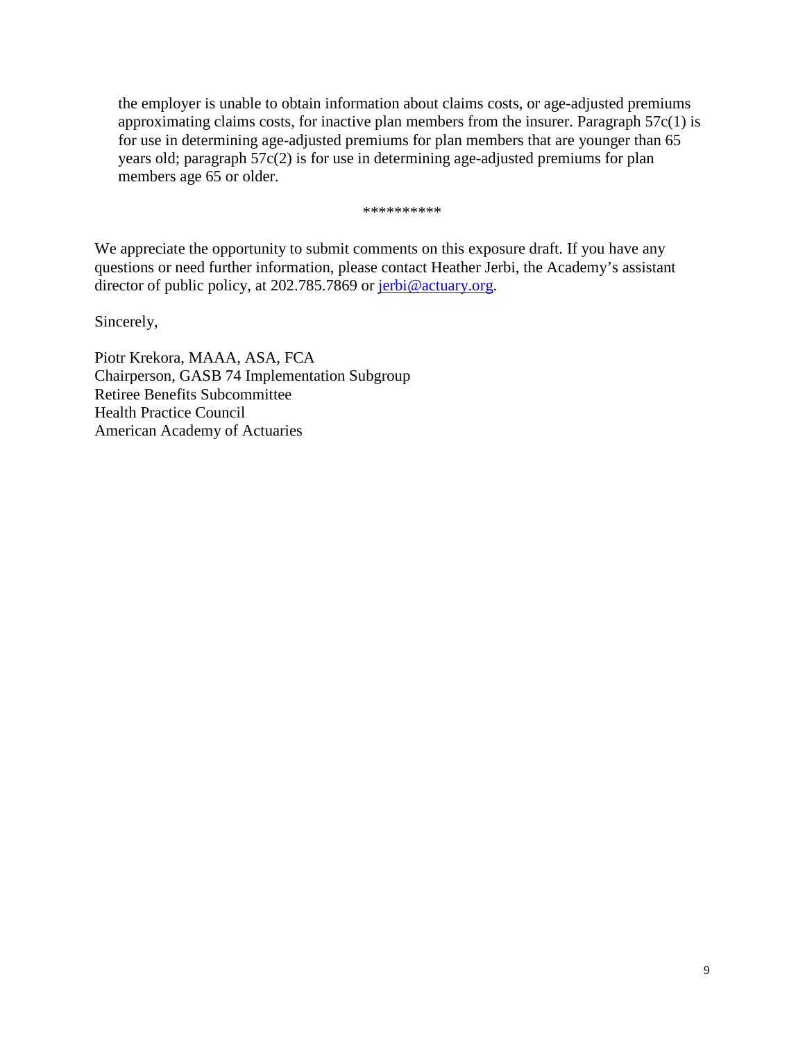the employer is unable to obtain information about claims costs, or age-adjusted premiums approximating claims costs, for inactive plan members from the insurer. Paragraph 57c(1) is for use in determining age-adjusted premiums for plan members that are younger than 65 years old; paragraph 57c(2) is for use in determining age-adjusted premiums for plan members age 65 or older.

**********

We appreciate the opportunity to submit comments on this exposure draft. If you have any questions or need further information, please contact Heather Jerbi, the Academy's assistant director of public policy, at 202.785.7869 or jerbi@actuary.org.

Sincerely,

Piotr Krekora, MAAA, ASA, FCA
Chairperson, GASB 74 Implementation Subgroup
Retiree Benefits Subcommittee
Health Practice Council
American Academy of Actuaries